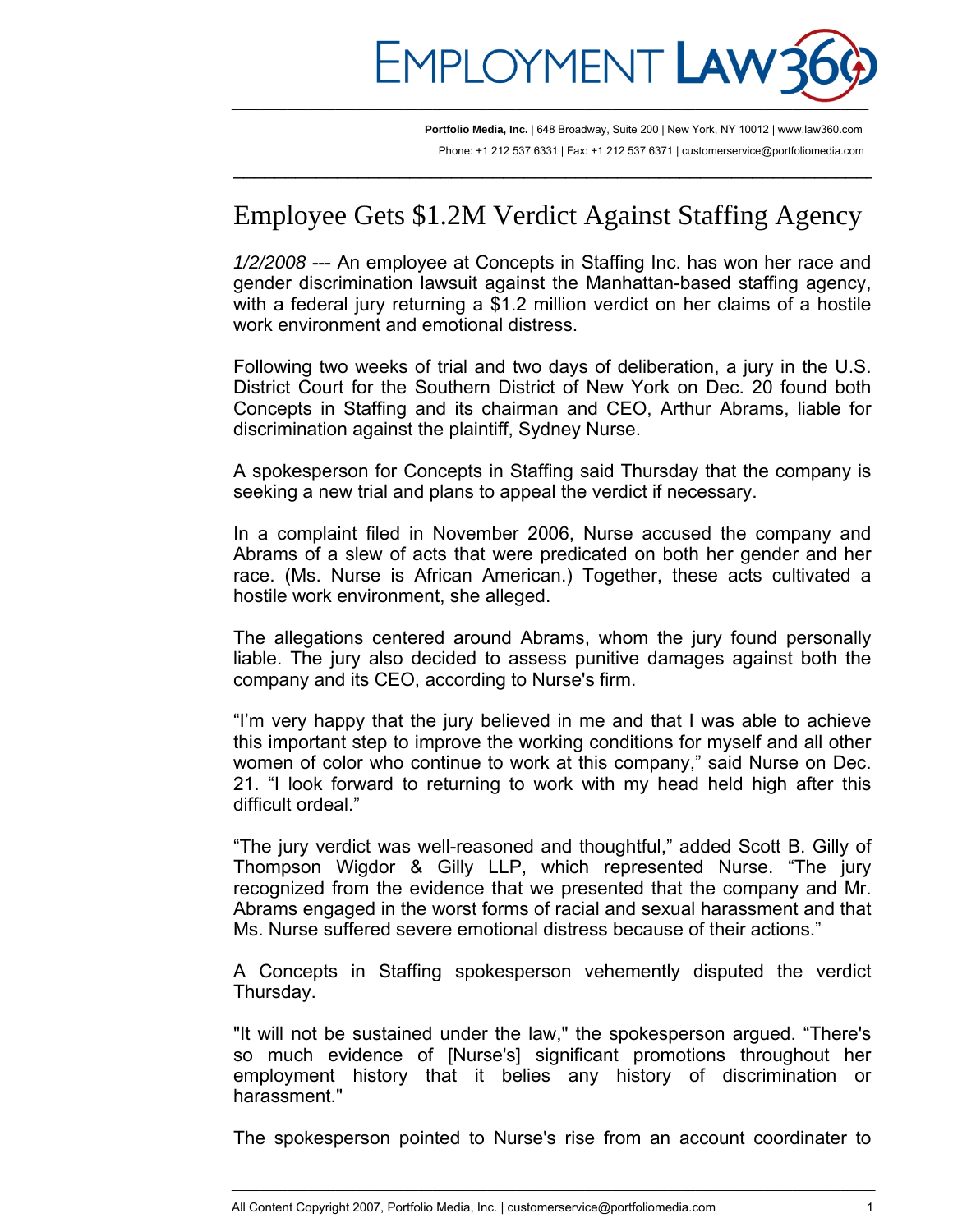EMPLOYMENT LAW360

**Portfolio Media, Inc.** | 648 Broadway, Suite 200 | New York, NY 10012 | www.law360.com
Phone: +1 212 537 6331 | Fax: +1 212 537 6371 | customerservice@portfoliomedia.com

# Employee Gets $1.2M Verdict Against Staffing Agency

*1/2/2008* --- An employee at Concepts in Staffing Inc. has won her race and gender discrimination lawsuit against the Manhattan-based staffing agency, with a federal jury returning a $1.2 million verdict on her claims of a hostile work environment and emotional distress.

Following two weeks of trial and two days of deliberation, a jury in the U.S. District Court for the Southern District of New York on Dec. 20 found both Concepts in Staffing and its chairman and CEO, Arthur Abrams, liable for discrimination against the plaintiff, Sydney Nurse.

A spokesperson for Concepts in Staffing said Thursday that the company is seeking a new trial and plans to appeal the verdict if necessary.

In a complaint filed in November 2006, Nurse accused the company and Abrams of a slew of acts that were predicated on both her gender and her race. (Ms. Nurse is African American.) Together, these acts cultivated a hostile work environment, she alleged.

The allegations centered around Abrams, whom the jury found personally liable. The jury also decided to assess punitive damages against both the company and its CEO, according to Nurse's firm.

"I'm very happy that the jury believed in me and that I was able to achieve this important step to improve the working conditions for myself and all other women of color who continue to work at this company," said Nurse on Dec. 21. "I look forward to returning to work with my head held high after this difficult ordeal."

"The jury verdict was well-reasoned and thoughtful," added Scott B. Gilly of Thompson Wigdor & Gilly LLP, which represented Nurse. "The jury recognized from the evidence that we presented that the company and Mr. Abrams engaged in the worst forms of racial and sexual harassment and that Ms. Nurse suffered severe emotional distress because of their actions."

A Concepts in Staffing spokesperson vehemently disputed the verdict Thursday.

"It will not be sustained under the law," the spokesperson argued. "There's so much evidence of [Nurse's] significant promotions throughout her employment history that it belies any history of discrimination or harassment."

The spokesperson pointed to Nurse's rise from an account coordinater to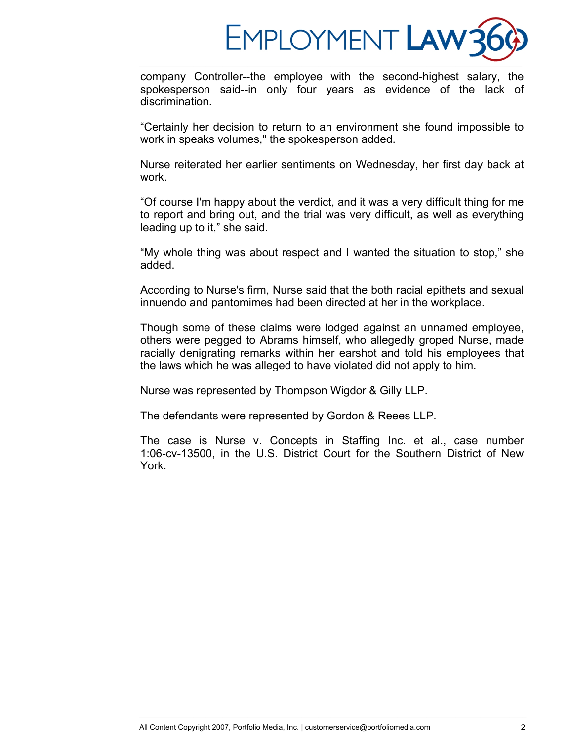company Controller--the employee with the second-highest salary, the spokesperson said--in only four years as evidence of the lack of discrimination.

“Certainly her decision to return to an environment she found impossible to work in speaks volumes," the spokesperson added.

Nurse reiterated her earlier sentiments on Wednesday, her first day back at work.

“Of course I'm happy about the verdict, and it was a very difficult thing for me to report and bring out, and the trial was very difficult, as well as everything leading up to it,” she said.

“My whole thing was about respect and I wanted the situation to stop,” she added.

According to Nurse's firm, Nurse said that the both racial epithets and sexual innuendo and pantomimes had been directed at her in the workplace.

Though some of these claims were lodged against an unnamed employee, others were pegged to Abrams himself, who allegedly groped Nurse, made racially denigrating remarks within her earshot and told his employees that the laws which he was alleged to have violated did not apply to him.

Nurse was represented by Thompson Wigdor & Gilly LLP.

The defendants were represented by Gordon & Reees LLP.

The case is Nurse v. Concepts in Staffing Inc. et al., case number 1:06-cv-13500, in the U.S. District Court for the Southern District of New York.